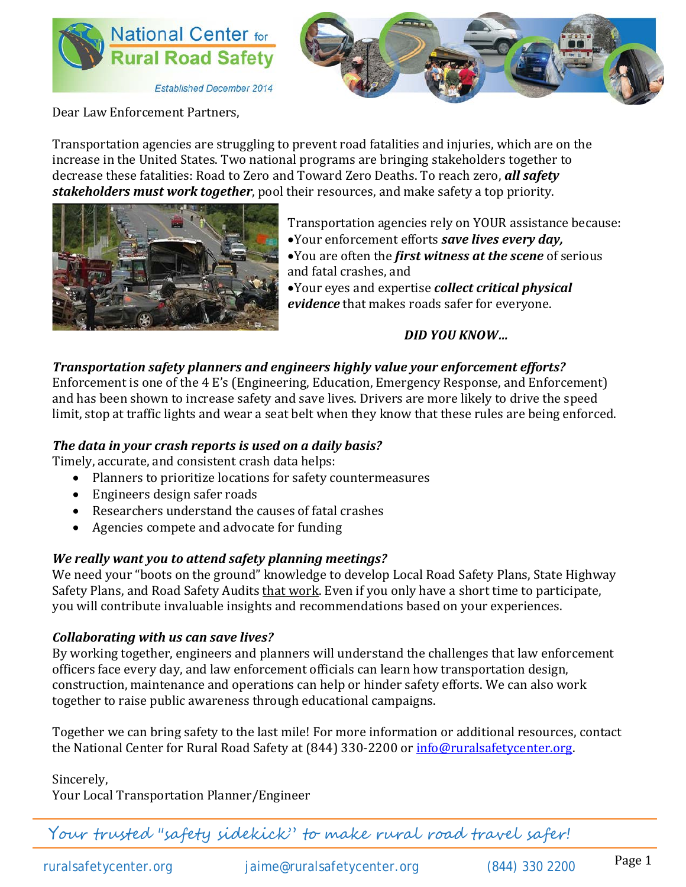National Center for Rural Road Safety

Established December 2014

Dear Law Enforcement Partners,

Transportation agencies are struggling to prevent road fatalities and injuries, which are on the increase in the United States. Two national programs are bringing stakeholders together to decrease these fatalities: Road to Zero and Toward Zero Deaths. To reach zero, ***all safety stakeholders must work together***, pool their resources, and make safety a top priority.

Transportation agencies rely on YOUR assistance because:

- Your enforcement efforts ***save lives every day,***
- You are often the ***first witness at the scene*** of serious and fatal crashes, and
- Your eyes and expertise ***collect critical physical evidence*** that makes roads safer for everyone.

***DID YOU KNOW…***

***Transportation safety planners and engineers highly value your enforcement efforts?***
Enforcement is one of the 4 E's (Engineering, Education, Emergency Response, and Enforcement) and has been shown to increase safety and save lives. Drivers are more likely to drive the speed limit, stop at traffic lights and wear a seat belt when they know that these rules are being enforced.

***The data in your crash reports is used on a daily basis?***
Timely, accurate, and consistent crash data helps:

- Planners to prioritize locations for safety countermeasures
- Engineers design safer roads
- Researchers understand the causes of fatal crashes
- Agencies compete and advocate for funding

***We really want you to attend safety planning meetings?***
We need your "boots on the ground" knowledge to develop Local Road Safety Plans, State Highway Safety Plans, and Road Safety Audits that work. Even if you only have a short time to participate, you will contribute invaluable insights and recommendations based on your experiences.

***Collaborating with us can save lives?***
By working together, engineers and planners will understand the challenges that law enforcement officers face every day, and law enforcement officials can learn how transportation design, construction, maintenance and operations can help or hinder safety efforts. We can also work together to raise public awareness through educational campaigns.

Together we can bring safety to the last mile! For more information or additional resources, contact the National Center for Rural Road Safety at (844) 330-2200 or info@ruralsafetycenter.org.

Sincerely,
Your Local Transportation Planner/Engineer

*Your trusted "safety sidekick" to make rural road travel safer!*

ruralsafetycenter.org jaime@ruralsafetycenter.org (844) 330 2200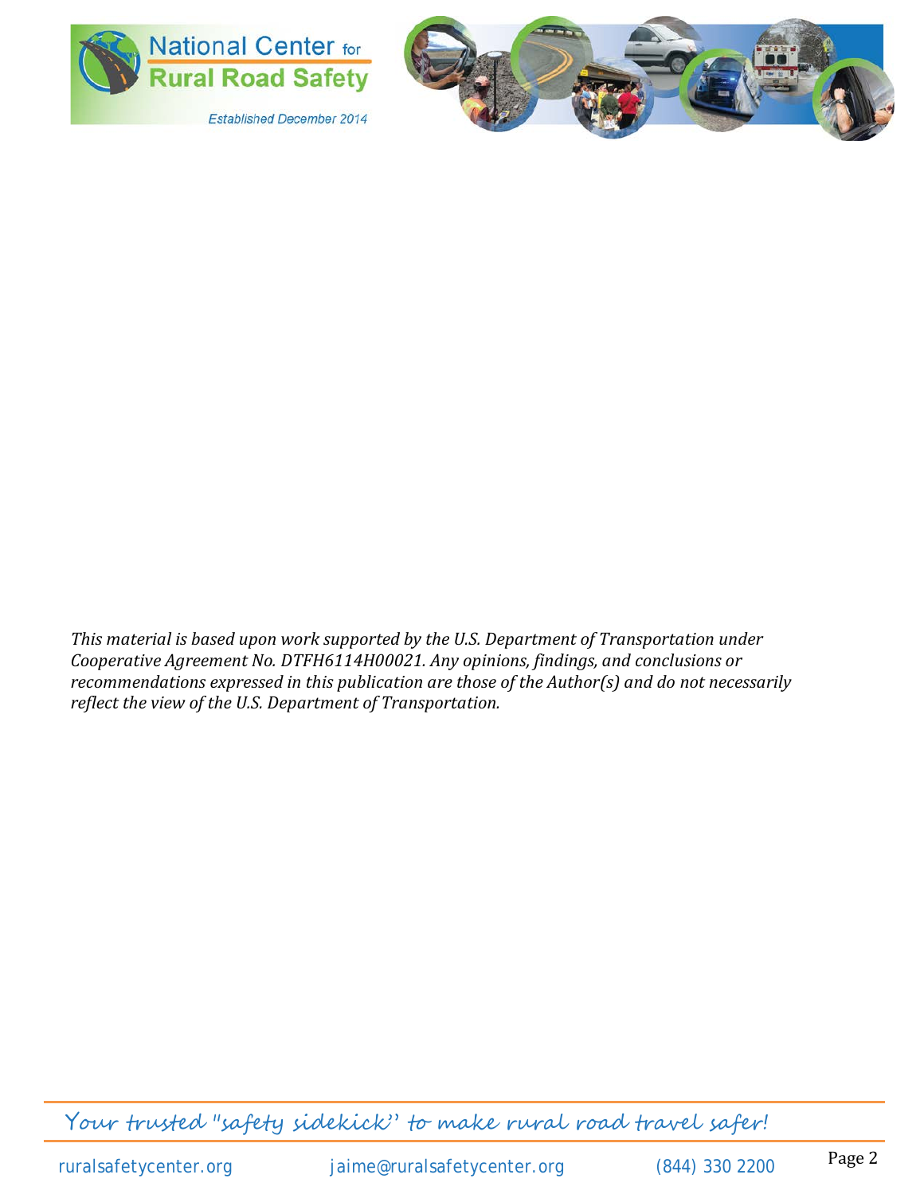*This material is based upon work supported by the U.S. Department of Transportation under Cooperative Agreement No. DTFH6114H00021. Any opinions, findings, and conclusions or recommendations expressed in this publication are those of the Author(s) and do not necessarily reflect the view of the U.S. Department of Transportation.*